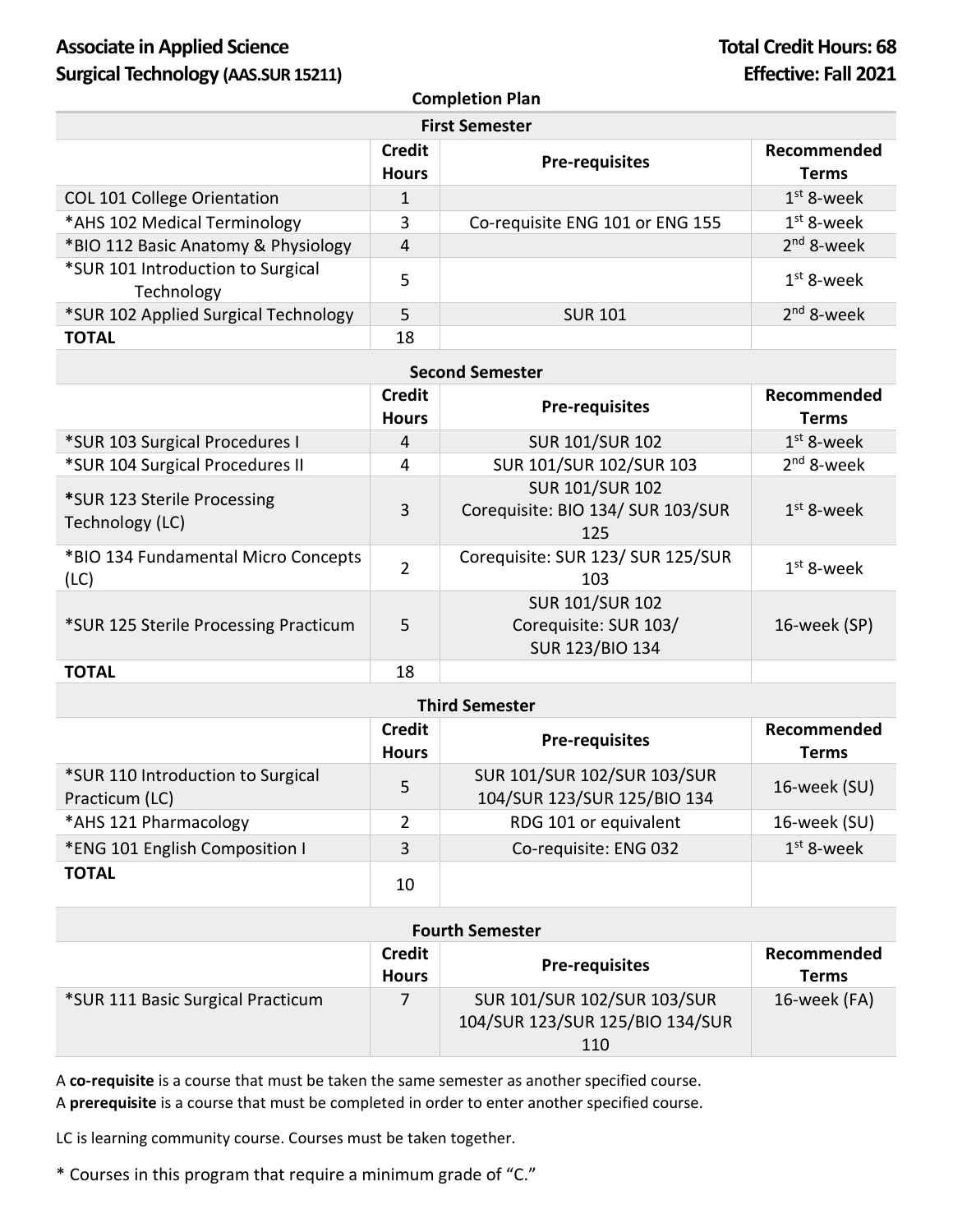# Associate in Applied Science
# Surgical Technology (AAS.SUR 15211)

**Total Credit Hours: 68**
**Effective: Fall 2021**

## Completion Plan

### First Semester

| | Credit Hours | Pre-requisites | Recommended Terms |
|---|---|---|---|
| COL 101 College Orientation | 1 | | 1st 8-week |
| *AHS 102 Medical Terminology | 3 | Co-requisite ENG 101 or ENG 155 | 1st 8-week |
| *BIO 112 Basic Anatomy & Physiology | 4 | | 2nd 8-week |
| *SUR 101 Introduction to Surgical Technology | 5 | | 1st 8-week |
| *SUR 102 Applied Surgical Technology | 5 | SUR 101 | 2nd 8-week |
| **TOTAL** | 18 | | |

### Second Semester

| | Credit Hours | Pre-requisites | Recommended Terms |
|---|---|---|---|
| *SUR 103 Surgical Procedures I | 4 | SUR 101/SUR 102 | 1st 8-week |
| *SUR 104 Surgical Procedures II | 4 | SUR 101/SUR 102/SUR 103 | 2nd 8-week |
| *SUR 123 Sterile Processing Technology (LC) | 3 | SUR 101/SUR 102 Corequisite: BIO 134/ SUR 103/SUR 125 | 1st 8-week |
| *BIO 134 Fundamental Micro Concepts (LC) | 2 | Corequisite: SUR 123/ SUR 125/SUR 103 | 1st 8-week |
| *SUR 125 Sterile Processing Practicum | 5 | SUR 101/SUR 102 Corequisite: SUR 103/ SUR 123/BIO 134 | 16-week (SP) |
| **TOTAL** | 18 | | |

### Third Semester

| | Credit Hours | Pre-requisites | Recommended Terms |
|---|---|---|---|
| *SUR 110 Introduction to Surgical Practicum (LC) | 5 | SUR 101/SUR 102/SUR 103/SUR 104/SUR 123/SUR 125/BIO 134 | 16-week (SU) |
| *AHS 121 Pharmacology | 2 | RDG 101 or equivalent | 16-week (SU) |
| *ENG 101 English Composition I | 3 | Co-requisite: ENG 032 | 1st 8-week |
| **TOTAL** | 10 | | |

### Fourth Semester

| | Credit Hours | Pre-requisites | Recommended Terms |
|---|---|---|---|
| *SUR 111 Basic Surgical Practicum | 7 | SUR 101/SUR 102/SUR 103/SUR 104/SUR 123/SUR 125/BIO 134/SUR 110 | 16-week (FA) |

A **co-requisite** is a course that must be taken the same semester as another specified course.
A **prerequisite** is a course that must be completed in order to enter another specified course.

LC is learning community course. Courses must be taken together.

* Courses in this program that require a minimum grade of "C."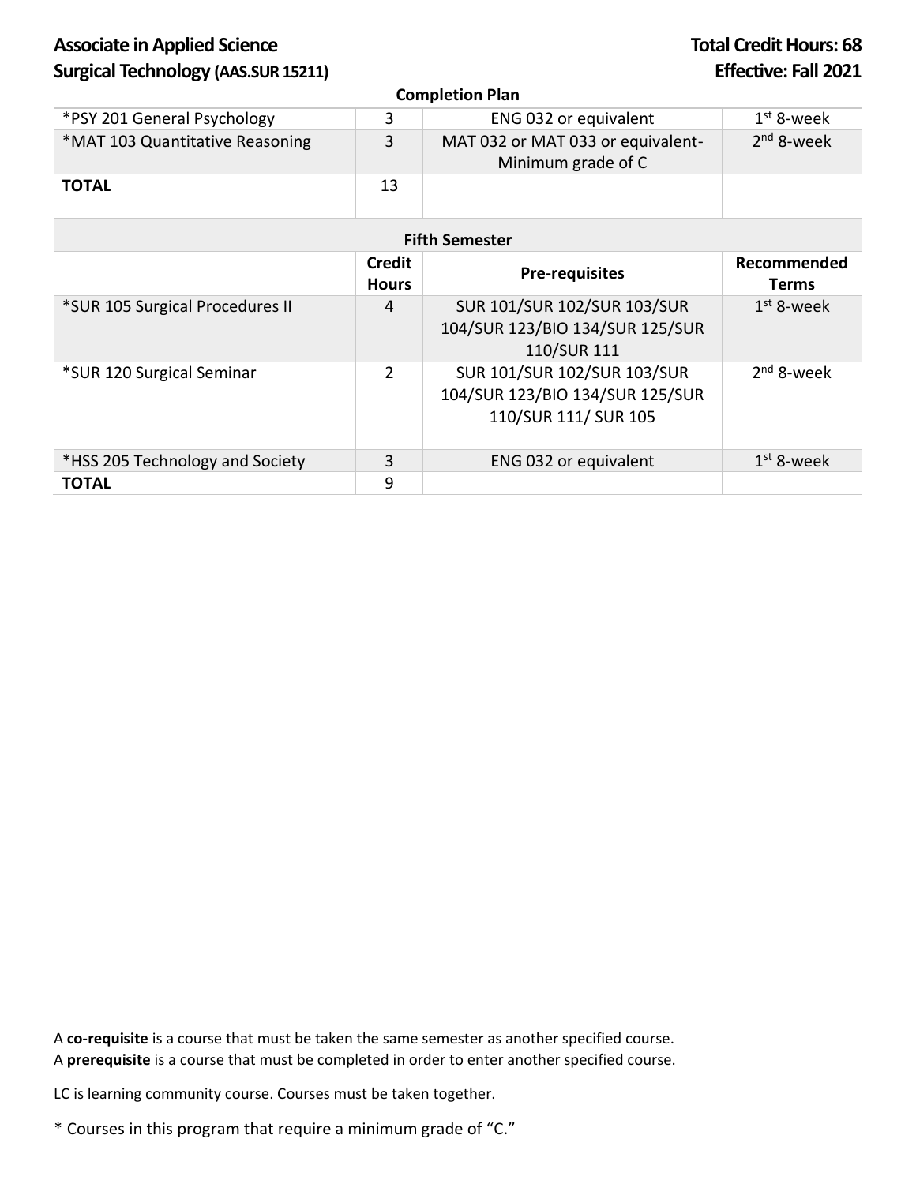# Associate in Applied Science
## Surgical Technology (AAS.SUR 15211)

**Total Credit Hours: 68**
**Effective: Fall 2021**

**Completion Plan**

| | | | |
|---|---|---|---|
| *PSY 201 General Psychology | 3 | ENG 032 or equivalent | 1st 8-week |
| *MAT 103 Quantitative Reasoning | 3 | MAT 032 or MAT 033 or equivalent-Minimum grade of C | 2nd 8-week |
| **TOTAL** | 13 | | |

**Fifth Semester**

| | Credit Hours | Pre-requisites | Recommended Terms |
|---|---|---|---|
| *SUR 105 Surgical Procedures II | 4 | SUR 101/SUR 102/SUR 103/SUR 104/SUR 123/BIO 134/SUR 125/SUR 110/SUR 111 | 1st 8-week |
| *SUR 120 Surgical Seminar | 2 | SUR 101/SUR 102/SUR 103/SUR 104/SUR 123/BIO 134/SUR 125/SUR 110/SUR 111/ SUR 105 | 2nd 8-week |
| *HSS 205 Technology and Society | 3 | ENG 032 or equivalent | 1st 8-week |
| **TOTAL** | 9 | | |

A **co-requisite** is a course that must be taken the same semester as another specified course.
A **prerequisite** is a course that must be completed in order to enter another specified course.

LC is learning community course. Courses must be taken together.

* Courses in this program that require a minimum grade of "C."